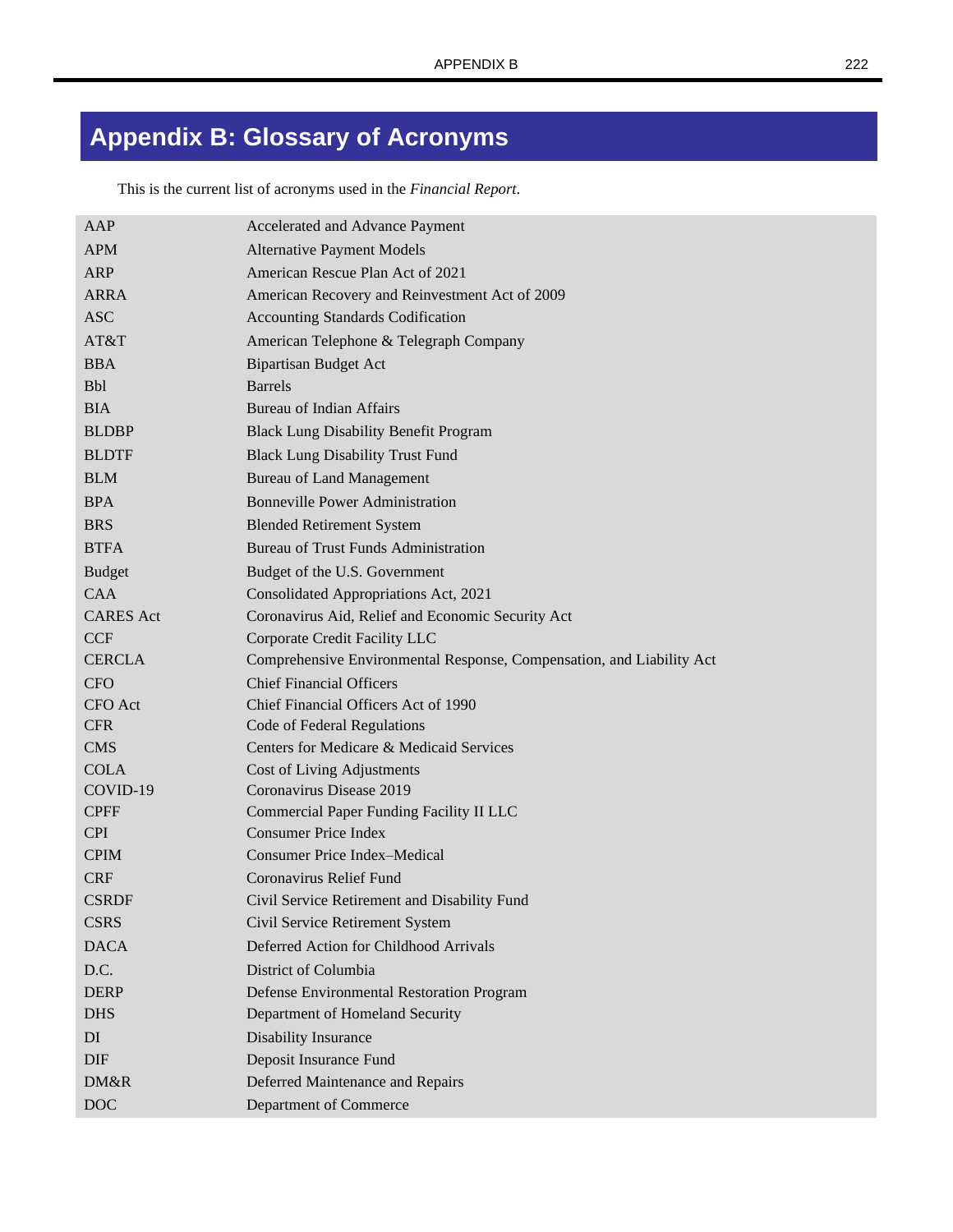# Appendix B: Glossary of Acronyms

This is the current list of acronyms used in the *Financial Report*.

| | |
|---|---|
| AAP | Accelerated and Advance Payment |
| APM | Alternative Payment Models |
| ARP | American Rescue Plan Act of 2021 |
| ARRA | American Recovery and Reinvestment Act of 2009 |
| ASC | Accounting Standards Codification |
| AT&T | American Telephone & Telegraph Company |
| BBA | Bipartisan Budget Act |
| Bbl | Barrels |
| BIA | Bureau of Indian Affairs |
| BLDBP | Black Lung Disability Benefit Program |
| BLDTF | Black Lung Disability Trust Fund |
| BLM | Bureau of Land Management |
| BPA | Bonneville Power Administration |
| BRS | Blended Retirement System |
| BTFA | Bureau of Trust Funds Administration |
| Budget | Budget of the U.S. Government |
| CAA | Consolidated Appropriations Act, 2021 |
| CARES Act | Coronavirus Aid, Relief and Economic Security Act |
| CCF | Corporate Credit Facility LLC |
| CERCLA | Comprehensive Environmental Response, Compensation, and Liability Act |
| CFO | Chief Financial Officers |
| CFO Act | Chief Financial Officers Act of 1990 |
| CFR | Code of Federal Regulations |
| CMS | Centers for Medicare & Medicaid Services |
| COLA | Cost of Living Adjustments |
| COVID-19 | Coronavirus Disease 2019 |
| CPFF | Commercial Paper Funding Facility II LLC |
| CPI | Consumer Price Index |
| CPIM | Consumer Price Index–Medical |
| CRF | Coronavirus Relief Fund |
| CSRDF | Civil Service Retirement and Disability Fund |
| CSRS | Civil Service Retirement System |
| DACA | Deferred Action for Childhood Arrivals |
| D.C. | District of Columbia |
| DERP | Defense Environmental Restoration Program |
| DHS | Department of Homeland Security |
| DI | Disability Insurance |
| DIF | Deposit Insurance Fund |
| DM&R | Deferred Maintenance and Repairs |
| DOC | Department of Commerce |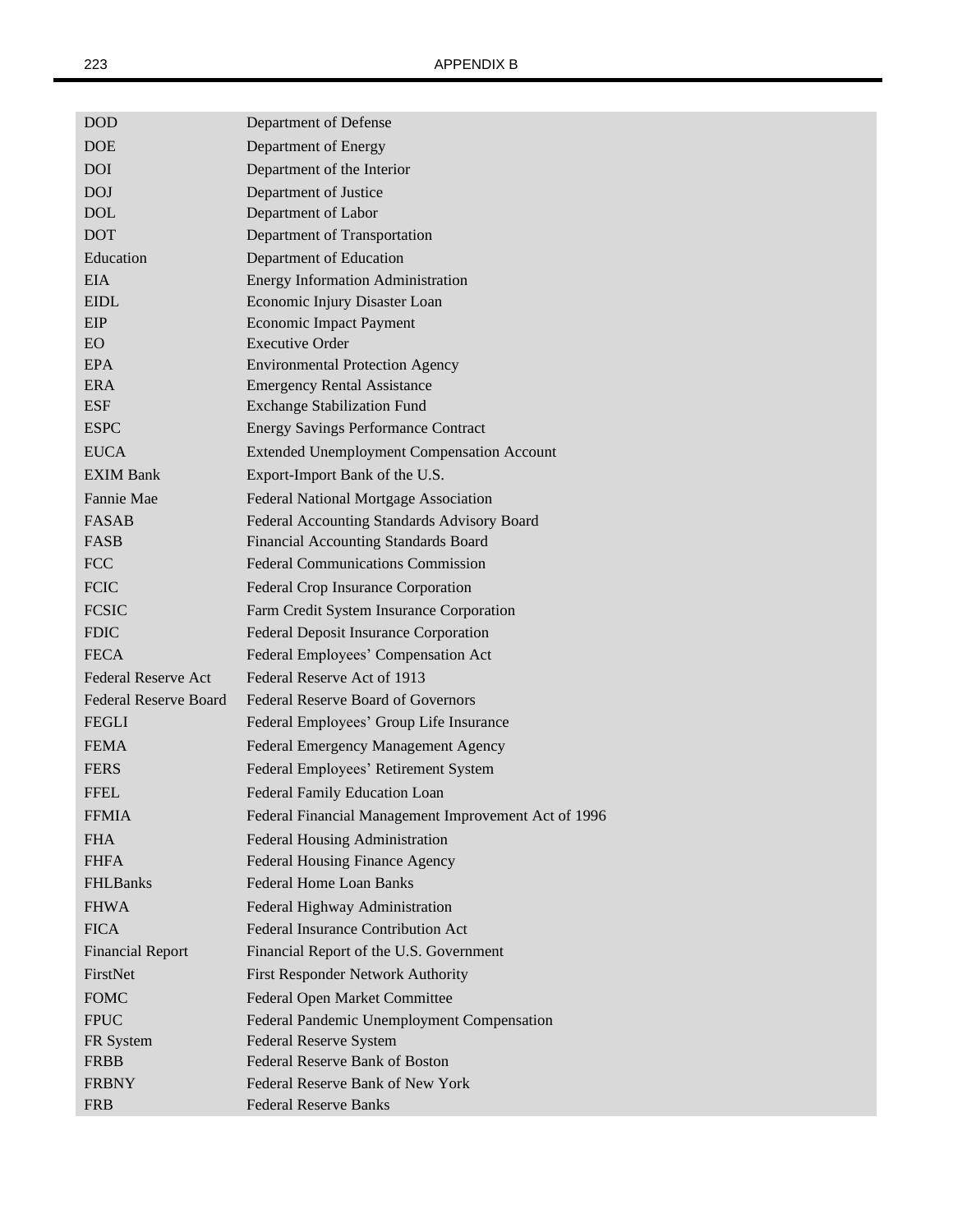| | |
|---|---|
| DOD | Department of Defense |
| DOE | Department of Energy |
| DOI | Department of the Interior |
| DOJ | Department of Justice |
| DOL | Department of Labor |
| DOT | Department of Transportation |
| Education | Department of Education |
| EIA | Energy Information Administration |
| EIDL | Economic Injury Disaster Loan |
| EIP | Economic Impact Payment |
| EO | Executive Order |
| EPA | Environmental Protection Agency |
| ERA | Emergency Rental Assistance |
| ESF | Exchange Stabilization Fund |
| ESPC | Energy Savings Performance Contract |
| EUCA | Extended Unemployment Compensation Account |
| EXIM Bank | Export-Import Bank of the U.S. |
| Fannie Mae | Federal National Mortgage Association |
| FASAB | Federal Accounting Standards Advisory Board |
| FASB | Financial Accounting Standards Board |
| FCC | Federal Communications Commission |
| FCIC | Federal Crop Insurance Corporation |
| FCSIC | Farm Credit System Insurance Corporation |
| FDIC | Federal Deposit Insurance Corporation |
| FECA | Federal Employees' Compensation Act |
| Federal Reserve Act | Federal Reserve Act of 1913 |
| Federal Reserve Board | Federal Reserve Board of Governors |
| FEGLI | Federal Employees' Group Life Insurance |
| FEMA | Federal Emergency Management Agency |
| FERS | Federal Employees' Retirement System |
| FFEL | Federal Family Education Loan |
| FFMIA | Federal Financial Management Improvement Act of 1996 |
| FHA | Federal Housing Administration |
| FHFA | Federal Housing Finance Agency |
| FHLBanks | Federal Home Loan Banks |
| FHWA | Federal Highway Administration |
| FICA | Federal Insurance Contribution Act |
| Financial Report | Financial Report of the U.S. Government |
| FirstNet | First Responder Network Authority |
| FOMC | Federal Open Market Committee |
| FPUC | Federal Pandemic Unemployment Compensation |
| FR System | Federal Reserve System |
| FRBB | Federal Reserve Bank of Boston |
| FRBNY | Federal Reserve Bank of New York |
| FRB | Federal Reserve Banks |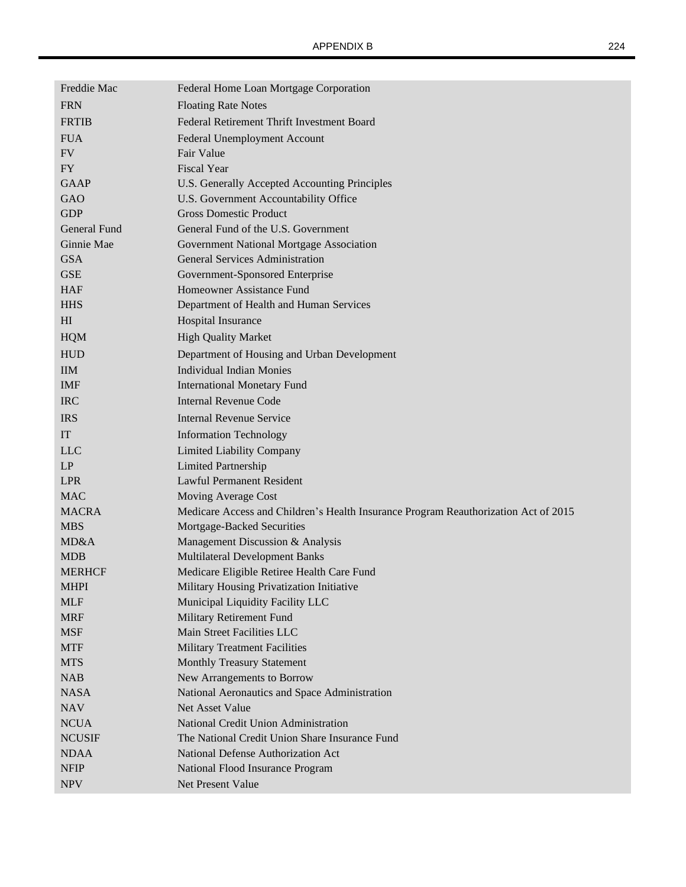| | |
|---|---|
| Freddie Mac | Federal Home Loan Mortgage Corporation |
| FRN | Floating Rate Notes |
| FRTIB | Federal Retirement Thrift Investment Board |
| FUA | Federal Unemployment Account |
| FV | Fair Value |
| FY | Fiscal Year |
| GAAP | U.S. Generally Accepted Accounting Principles |
| GAO | U.S. Government Accountability Office |
| GDP | Gross Domestic Product |
| General Fund | General Fund of the U.S. Government |
| Ginnie Mae | Government National Mortgage Association |
| GSA | General Services Administration |
| GSE | Government-Sponsored Enterprise |
| HAF | Homeowner Assistance Fund |
| HHS | Department of Health and Human Services |
| HI | Hospital Insurance |
| HQM | High Quality Market |
| HUD | Department of Housing and Urban Development |
| IIM | Individual Indian Monies |
| IMF | International Monetary Fund |
| IRC | Internal Revenue Code |
| IRS | Internal Revenue Service |
| IT | Information Technology |
| LLC | Limited Liability Company |
| LP | Limited Partnership |
| LPR | Lawful Permanent Resident |
| MAC | Moving Average Cost |
| MACRA | Medicare Access and Children's Health Insurance Program Reauthorization Act of 2015 |
| MBS | Mortgage-Backed Securities |
| MD&A | Management Discussion & Analysis |
| MDB | Multilateral Development Banks |
| MERHCF | Medicare Eligible Retiree Health Care Fund |
| MHPI | Military Housing Privatization Initiative |
| MLF | Municipal Liquidity Facility LLC |
| MRF | Military Retirement Fund |
| MSF | Main Street Facilities LLC |
| MTF | Military Treatment Facilities |
| MTS | Monthly Treasury Statement |
| NAB | New Arrangements to Borrow |
| NASA | National Aeronautics and Space Administration |
| NAV | Net Asset Value |
| NCUA | National Credit Union Administration |
| NCUSIF | The National Credit Union Share Insurance Fund |
| NDAA | National Defense Authorization Act |
| NFIP | National Flood Insurance Program |
| NPV | Net Present Value |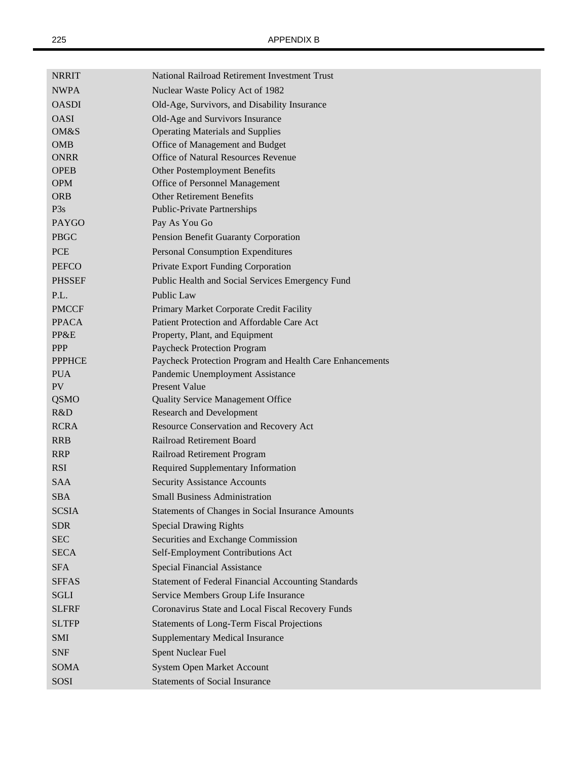| | |
|---|---|
| NRRIT | National Railroad Retirement Investment Trust |
| NWPA | Nuclear Waste Policy Act of 1982 |
| OASDI | Old-Age, Survivors, and Disability Insurance |
| OASI | Old-Age and Survivors Insurance |
| OM&S | Operating Materials and Supplies |
| OMB | Office of Management and Budget |
| ONRR | Office of Natural Resources Revenue |
| OPEB | Other Postemployment Benefits |
| OPM | Office of Personnel Management |
| ORB | Other Retirement Benefits |
| P3s | Public-Private Partnerships |
| PAYGO | Pay As You Go |
| PBGC | Pension Benefit Guaranty Corporation |
| PCE | Personal Consumption Expenditures |
| PEFCO | Private Export Funding Corporation |
| PHSSEF | Public Health and Social Services Emergency Fund |
| P.L. | Public Law |
| PMCCF | Primary Market Corporate Credit Facility |
| PPACA | Patient Protection and Affordable Care Act |
| PP&E | Property, Plant, and Equipment |
| PPP | Paycheck Protection Program |
| PPPHCE | Paycheck Protection Program and Health Care Enhancements |
| PUA | Pandemic Unemployment Assistance |
| PV | Present Value |
| QSMO | Quality Service Management Office |
| R&D | Research and Development |
| RCRA | Resource Conservation and Recovery Act |
| RRB | Railroad Retirement Board |
| RRP | Railroad Retirement Program |
| RSI | Required Supplementary Information |
| SAA | Security Assistance Accounts |
| SBA | Small Business Administration |
| SCSIA | Statements of Changes in Social Insurance Amounts |
| SDR | Special Drawing Rights |
| SEC | Securities and Exchange Commission |
| SECA | Self-Employment Contributions Act |
| SFA | Special Financial Assistance |
| SFFAS | Statement of Federal Financial Accounting Standards |
| SGLI | Service Members Group Life Insurance |
| SLFRF | Coronavirus State and Local Fiscal Recovery Funds |
| SLTFP | Statements of Long-Term Fiscal Projections |
| SMI | Supplementary Medical Insurance |
| SNF | Spent Nuclear Fuel |
| SOMA | System Open Market Account |
| SOSI | Statements of Social Insurance |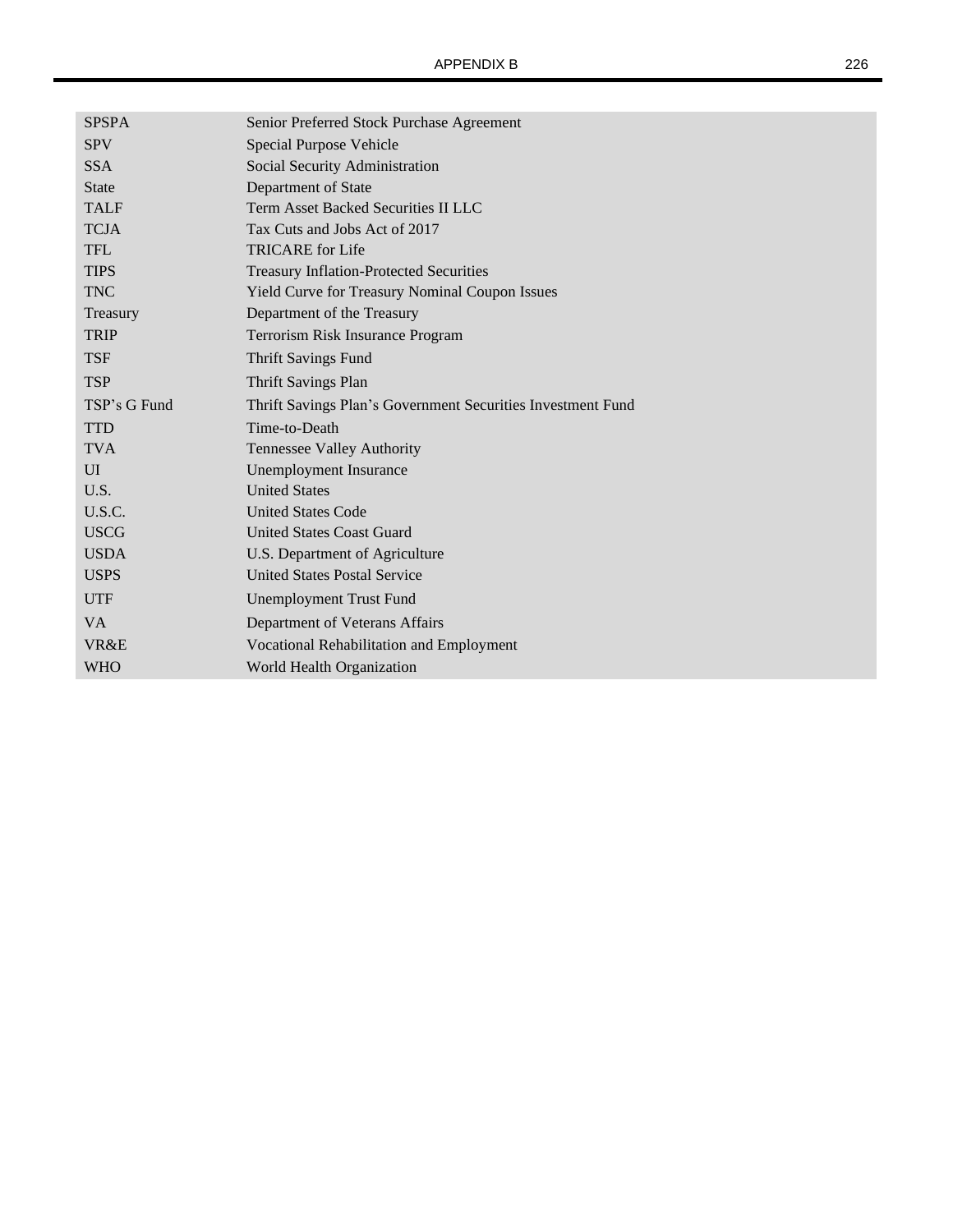| | |
|---|---|
| SPSPA | Senior Preferred Stock Purchase Agreement |
| SPV | Special Purpose Vehicle |
| SSA | Social Security Administration |
| State | Department of State |
| TALF | Term Asset Backed Securities II LLC |
| TCJA | Tax Cuts and Jobs Act of 2017 |
| TFL | TRICARE for Life |
| TIPS | Treasury Inflation-Protected Securities |
| TNC | Yield Curve for Treasury Nominal Coupon Issues |
| Treasury | Department of the Treasury |
| TRIP | Terrorism Risk Insurance Program |
| TSF | Thrift Savings Fund |
| TSP | Thrift Savings Plan |
| TSP's G Fund | Thrift Savings Plan's Government Securities Investment Fund |
| TTD | Time-to-Death |
| TVA | Tennessee Valley Authority |
| UI | Unemployment Insurance |
| U.S. | United States |
| U.S.C. | United States Code |
| USCG | United States Coast Guard |
| USDA | U.S. Department of Agriculture |
| USPS | United States Postal Service |
| UTF | Unemployment Trust Fund |
| VA | Department of Veterans Affairs |
| VR&E | Vocational Rehabilitation and Employment |
| WHO | World Health Organization |